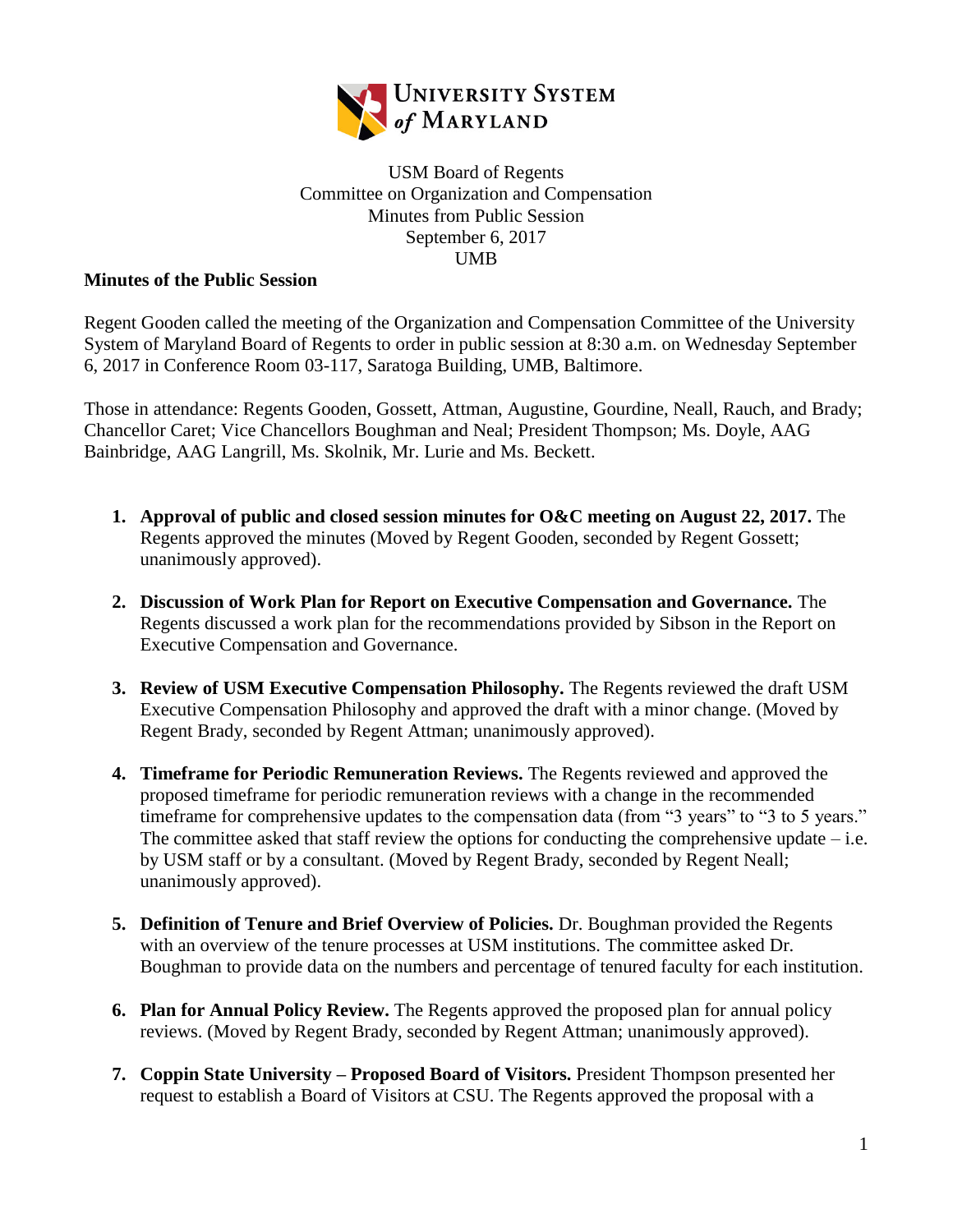UNIVERSITY SYSTEM *of* MARYLAND

USM Board of Regents
Committee on Organization and Compensation
Minutes from Public Session
September 6, 2017
UMB

**Minutes of the Public Session**

Regent Gooden called the meeting of the Organization and Compensation Committee of the University System of Maryland Board of Regents to order in public session at 8:30 a.m. on Wednesday September 6, 2017 in Conference Room 03-117, Saratoga Building, UMB, Baltimore.

Those in attendance: Regents Gooden, Gossett, Attman, Augustine, Gourdine, Neall, Rauch, and Brady; Chancellor Caret; Vice Chancellors Boughman and Neal; President Thompson; Ms. Doyle, AAG Bainbridge, AAG Langrill, Ms. Skolnik, Mr. Lurie and Ms. Beckett.

1. **Approval of public and closed session minutes for O&C meeting on August 22, 2017.** The Regents approved the minutes (Moved by Regent Gooden, seconded by Regent Gossett; unanimously approved).

2. **Discussion of Work Plan for Report on Executive Compensation and Governance.** The Regents discussed a work plan for the recommendations provided by Sibson in the Report on Executive Compensation and Governance.

3. **Review of USM Executive Compensation Philosophy.** The Regents reviewed the draft USM Executive Compensation Philosophy and approved the draft with a minor change. (Moved by Regent Brady, seconded by Regent Attman; unanimously approved).

4. **Timeframe for Periodic Remuneration Reviews.** The Regents reviewed and approved the proposed timeframe for periodic remuneration reviews with a change in the recommended timeframe for comprehensive updates to the compensation data (from "3 years" to "3 to 5 years." The committee asked that staff review the options for conducting the comprehensive update – i.e. by USM staff or by a consultant. (Moved by Regent Brady, seconded by Regent Neall; unanimously approved).

5. **Definition of Tenure and Brief Overview of Policies.** Dr. Boughman provided the Regents with an overview of the tenure processes at USM institutions. The committee asked Dr. Boughman to provide data on the numbers and percentage of tenured faculty for each institution.

6. **Plan for Annual Policy Review.** The Regents approved the proposed plan for annual policy reviews. (Moved by Regent Brady, seconded by Regent Attman; unanimously approved).

7. **Coppin State University – Proposed Board of Visitors.** President Thompson presented her request to establish a Board of Visitors at CSU. The Regents approved the proposal with a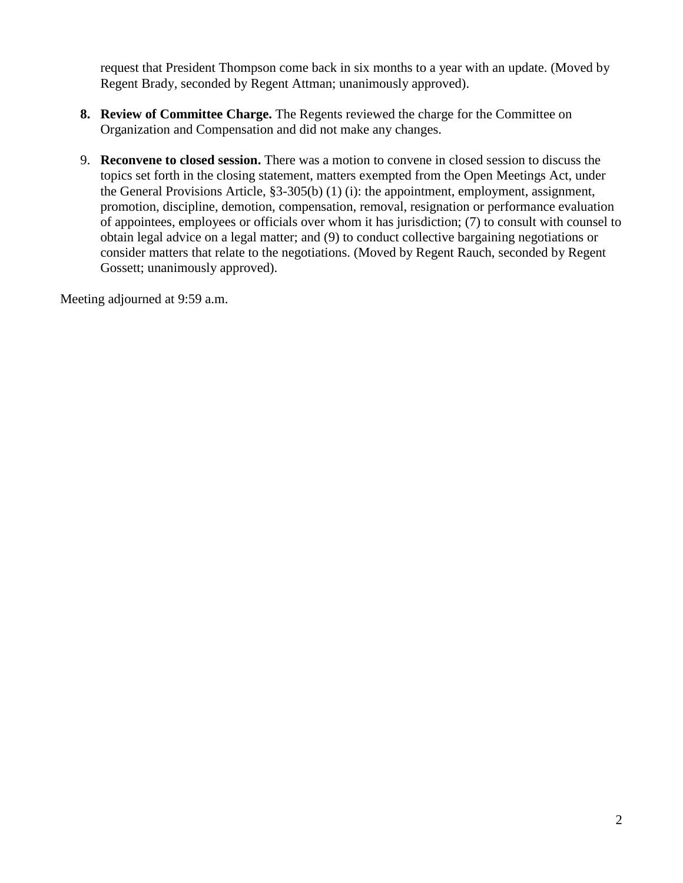request that President Thompson come back in six months to a year with an update. (Moved by Regent Brady, seconded by Regent Attman; unanimously approved).

8. **Review of Committee Charge.** The Regents reviewed the charge for the Committee on Organization and Compensation and did not make any changes.

9. **Reconvene to closed session.** There was a motion to convene in closed session to discuss the topics set forth in the closing statement, matters exempted from the Open Meetings Act, under the General Provisions Article, §3-305(b) (1) (i): the appointment, employment, assignment, promotion, discipline, demotion, compensation, removal, resignation or performance evaluation of appointees, employees or officials over whom it has jurisdiction; (7) to consult with counsel to obtain legal advice on a legal matter; and (9) to conduct collective bargaining negotiations or consider matters that relate to the negotiations. (Moved by Regent Rauch, seconded by Regent Gossett; unanimously approved).

Meeting adjourned at 9:59 a.m.